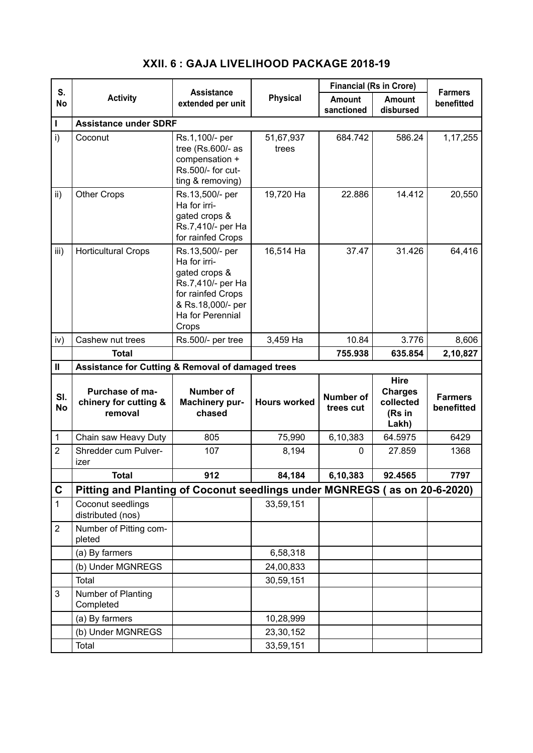## XXII. 6 : GAJA LIVELIHOOD PACKAGE 2018-19

| S. No | Activity | Assistance extended per unit | Physical | Financial (Rs in Crore) | | Farmers benefitted |
|---|---|---|---|---|---|---|
| | | | | Amount sanctioned | Amount disbursed | |
| I | **Assistance under SDRF** | | | | | |
| i) | Coconut | Rs.1,100/- per tree (Rs.600/- as compensation + Rs.500/- for cutting & removing) | 51,67,937 trees | 684.742 | 586.24 | 1,17,255 |
| ii) | Other Crops | Rs.13,500/- per Ha for irrigated crops & Rs.7,410/- per Ha for rainfed Crops | 19,720 Ha | 22.886 | 14.412 | 20,550 |
| iii) | Horticultural Crops | Rs.13,500/- per Ha for irrigated crops & Rs.7,410/- per Ha for rainfed Crops & Rs.18,000/- per Ha for Perennial Crops | 16,514 Ha | 37.47 | 31.426 | 64,416 |
| iv) | Cashew nut trees | Rs.500/- per tree | 3,459 Ha | 10.84 | 3.776 | 8,606 |
| | **Total** | | | **755.938** | **635.854** | **2,10,827** |
| II | **Assistance for Cutting & Removal of damaged trees** | | | | | |
| **Sl. No** | **Purchase of machinery for cutting & removal** | **Number of Machinery purchased** | **Hours worked** | **Number of trees cut** | **Hire Charges collected (Rs in Lakh)** | **Farmers benefitted** |
| 1 | Chain saw Heavy Duty | 805 | 75,990 | 6,10,383 | 64.5975 | 6429 |
| 2 | Shredder cum Pulverizer | 107 | 8,194 | 0 | 27.859 | 1368 |
| | **Total** | **912** | **84,184** | **6,10,383** | **92.4565** | **7797** |
| **C** | **Pitting and Planting of Coconut seedlings under MGNREGS ( as on 20-6-2020)** | | | | | |
| 1 | Coconut seedlings distributed (nos) | | 33,59,151 | | | |
| 2 | Number of Pitting completed | | | | | |
| | (a) By farmers | | 6,58,318 | | | |
| | (b) Under MGNREGS | | 24,00,833 | | | |
| | Total | | 30,59,151 | | | |
| 3 | Number of Planting Completed | | | | | |
| | (a) By farmers | | 10,28,999 | | | |
| | (b) Under MGNREGS | | 23,30,152 | | | |
| | Total | | 33,59,151 | | | |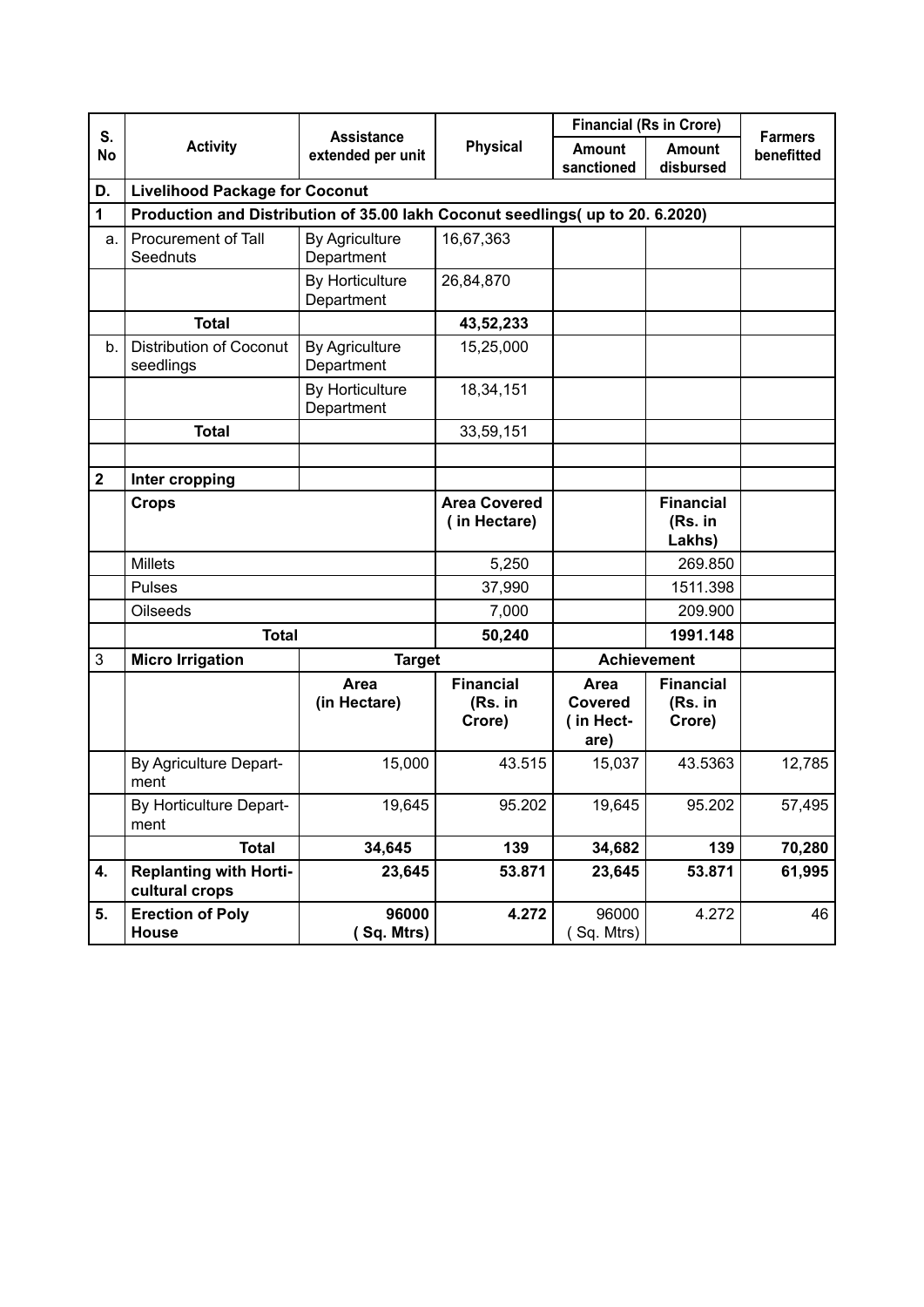| S. No | Activity | Assistance extended per unit | Physical | Financial (Rs in Crore) | | Farmers benefitted |
|---|---|---|---|---|---|---|
| | | | | Amount sanctioned | Amount disbursed | |
| **D.** | **Livelihood Package for Coconut** | | | | | |
| **1** | **Production and Distribution of 35.00 lakh Coconut seedlings( up to 20. 6.2020)** | | | | | |
| a. | Procurement of Tall Seednuts | By Agriculture Department | 16,67,363 | | | |
| | | By Horticulture Department | 26,84,870 | | | |
| | **Total** | | **43,52,233** | | | |
| b. | Distribution of Coconut seedlings | By Agriculture Department | 15,25,000 | | | |
| | | By Horticulture Department | 18,34,151 | | | |
| | **Total** | | 33,59,151 | | | |
| | | | | | | |
| **2** | **Inter cropping** | | | | | |
| | **Crops** | | **Area Covered ( in Hectare)** | | **Financial (Rs. in Lakhs)** | |
| | Millets | | 5,250 | | 269.850 | |
| | Pulses | | 37,990 | | 1511.398 | |
| | Oilseeds | | 7,000 | | 209.900 | |
| | **Total** | | **50,240** | | **1991.148** | |
| 3 | **Micro Irrigation** | **Target** | | **Achievement** | | |
| | | **Area (in Hectare)** | **Financial (Rs. in Crore)** | **Area Covered ( in Hectare)** | **Financial (Rs. in Crore)** | |
| | By Agriculture Department | 15,000 | 43.515 | 15,037 | 43.5363 | 12,785 |
| | By Horticulture Department | 19,645 | 95.202 | 19,645 | 95.202 | 57,495 |
| | **Total** | **34,645** | **139** | **34,682** | **139** | **70,280** |
| **4.** | **Replanting with Horticultural crops** | **23,645** | **53.871** | **23,645** | **53.871** | **61,995** |
| **5.** | **Erection of Poly House** | **96000 ( Sq. Mtrs)** | **4.272** | 96000 ( Sq. Mtrs) | 4.272 | 46 |